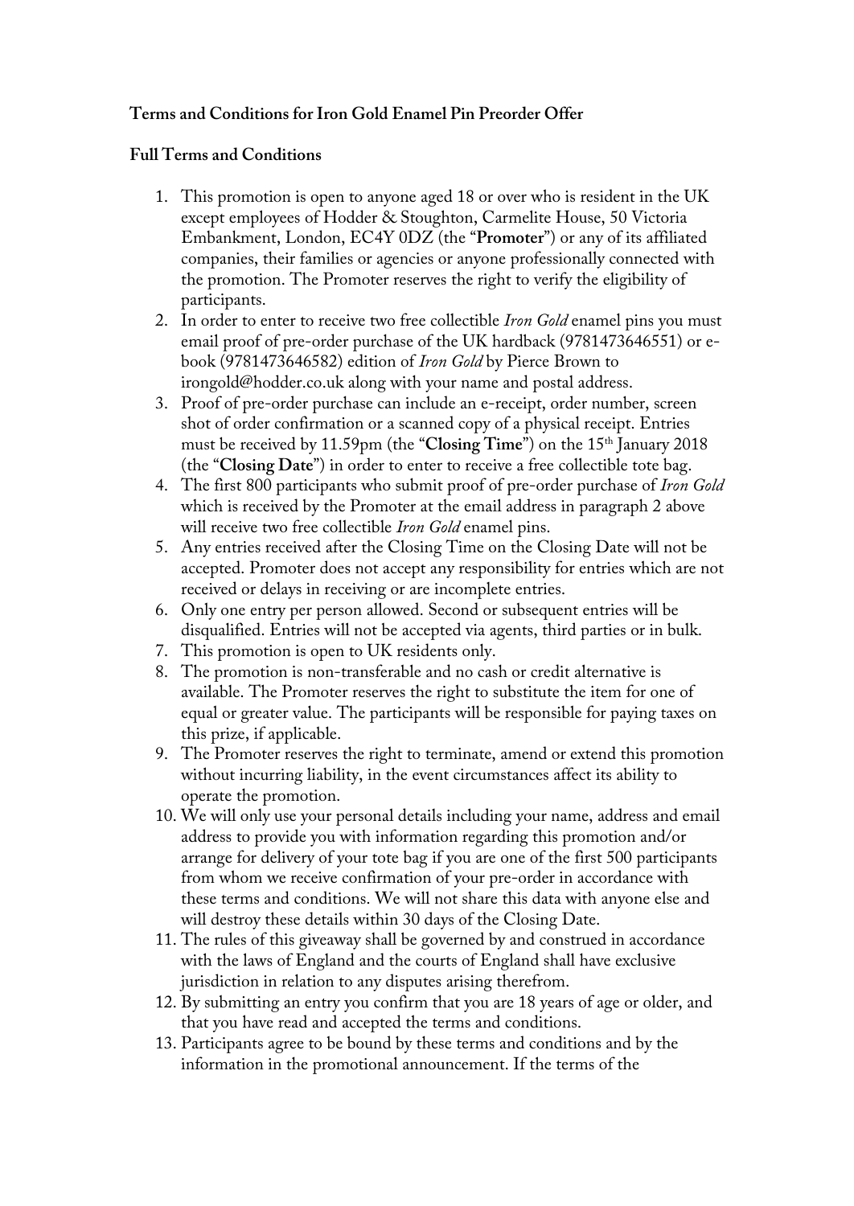**Terms and Conditions for Iron Gold Enamel Pin Preorder Offer**

**Full Terms and Conditions**

1. This promotion is open to anyone aged 18 or over who is resident in the UK except employees of Hodder & Stoughton, Carmelite House, 50 Victoria Embankment, London, EC4Y 0DZ (the "**Promoter**") or any of its affiliated companies, their families or agencies or anyone professionally connected with the promotion. The Promoter reserves the right to verify the eligibility of participants.
2. In order to enter to receive two free collectible *Iron Gold* enamel pins you must email proof of pre-order purchase of the UK hardback (9781473646551) or e-book (9781473646582) edition of *Iron Gold* by Pierce Brown to irongold@hodder.co.uk along with your name and postal address.
3. Proof of pre-order purchase can include an e-receipt, order number, screen shot of order confirmation or a scanned copy of a physical receipt. Entries must be received by 11.59pm (the "**Closing Time**") on the 15th January 2018 (the "**Closing Date**") in order to enter to receive a free collectible tote bag.
4. The first 800 participants who submit proof of pre-order purchase of *Iron Gold* which is received by the Promoter at the email address in paragraph 2 above will receive two free collectible *Iron Gold* enamel pins.
5. Any entries received after the Closing Time on the Closing Date will not be accepted. Promoter does not accept any responsibility for entries which are not received or delays in receiving or are incomplete entries.
6. Only one entry per person allowed. Second or subsequent entries will be disqualified. Entries will not be accepted via agents, third parties or in bulk.
7. This promotion is open to UK residents only.
8. The promotion is non-transferable and no cash or credit alternative is available. The Promoter reserves the right to substitute the item for one of equal or greater value. The participants will be responsible for paying taxes on this prize, if applicable.
9. The Promoter reserves the right to terminate, amend or extend this promotion without incurring liability, in the event circumstances affect its ability to operate the promotion.
10. We will only use your personal details including your name, address and email address to provide you with information regarding this promotion and/or arrange for delivery of your tote bag if you are one of the first 500 participants from whom we receive confirmation of your pre-order in accordance with these terms and conditions. We will not share this data with anyone else and will destroy these details within 30 days of the Closing Date.
11. The rules of this giveaway shall be governed by and construed in accordance with the laws of England and the courts of England shall have exclusive jurisdiction in relation to any disputes arising therefrom.
12. By submitting an entry you confirm that you are 18 years of age or older, and that you have read and accepted the terms and conditions.
13. Participants agree to be bound by these terms and conditions and by the information in the promotional announcement. If the terms of the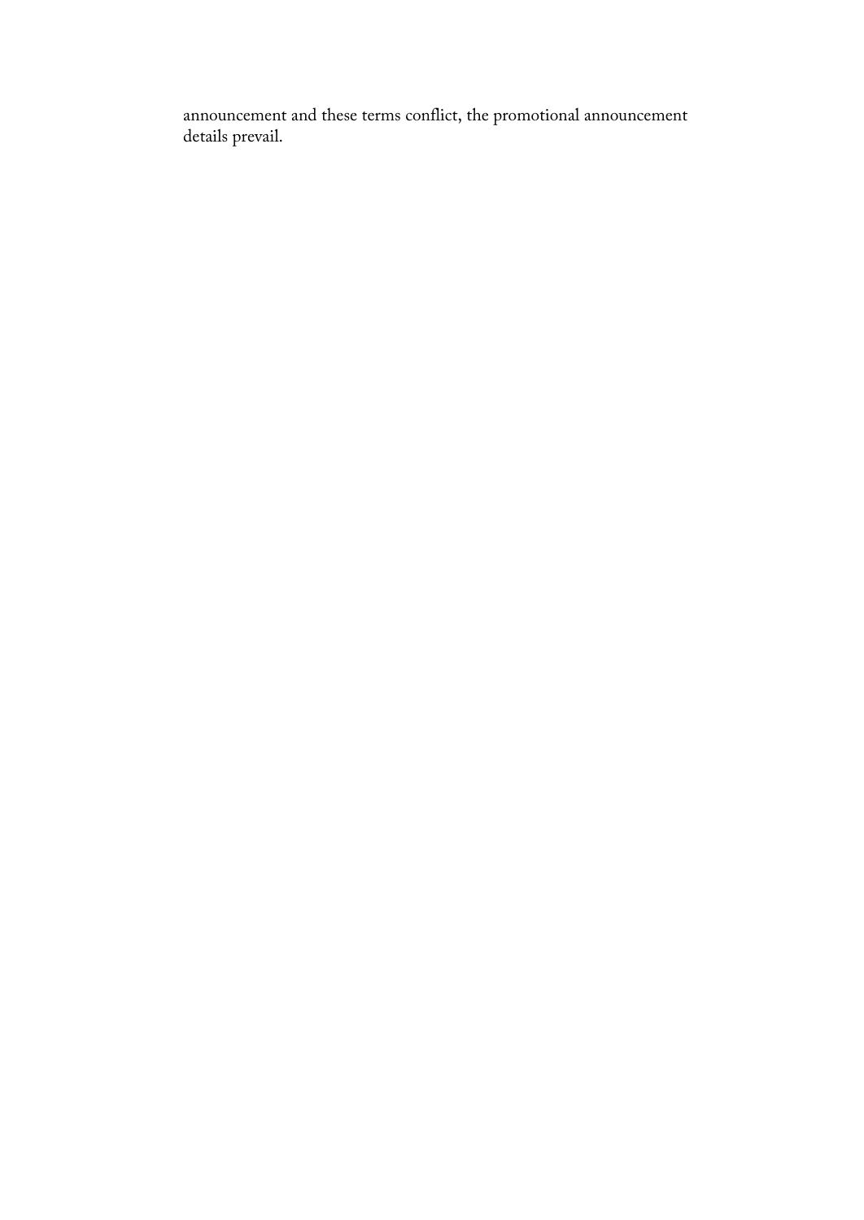announcement and these terms conflict, the promotional announcement details prevail.